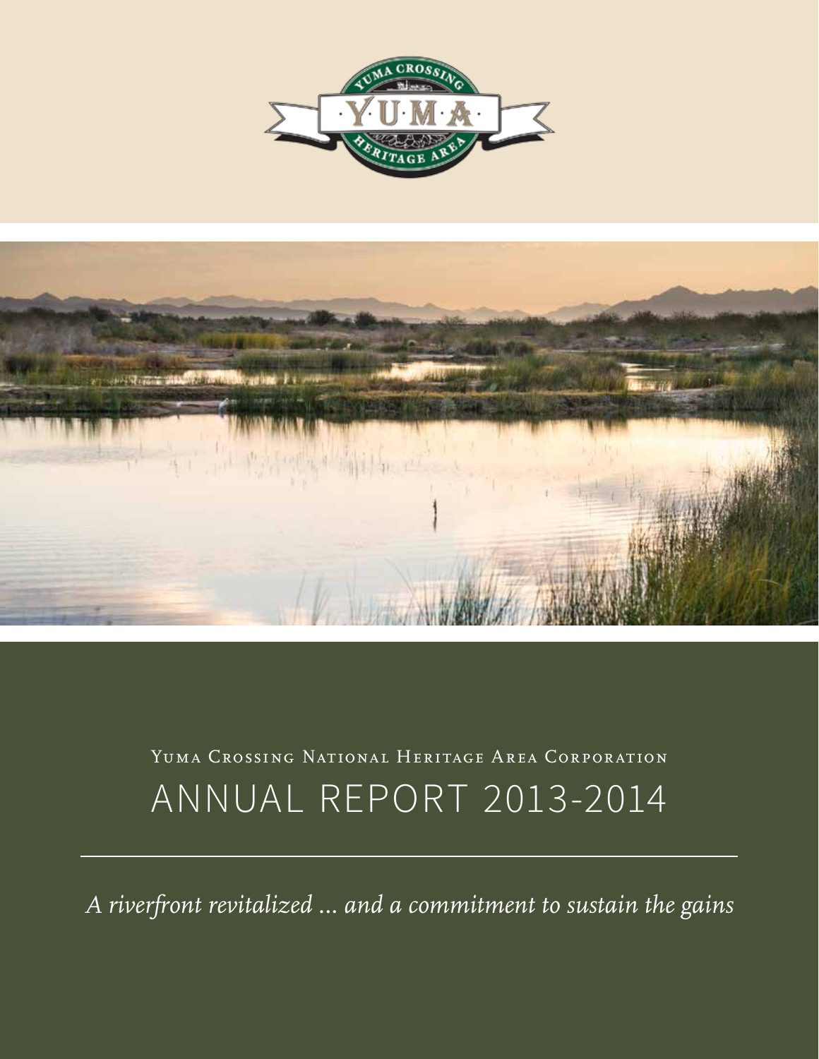Yuma Crossing National Heritage Area Corporation

# ANNUAL REPORT 2013-2014

*A riverfront revitalized ... and a commitment to sustain the gains*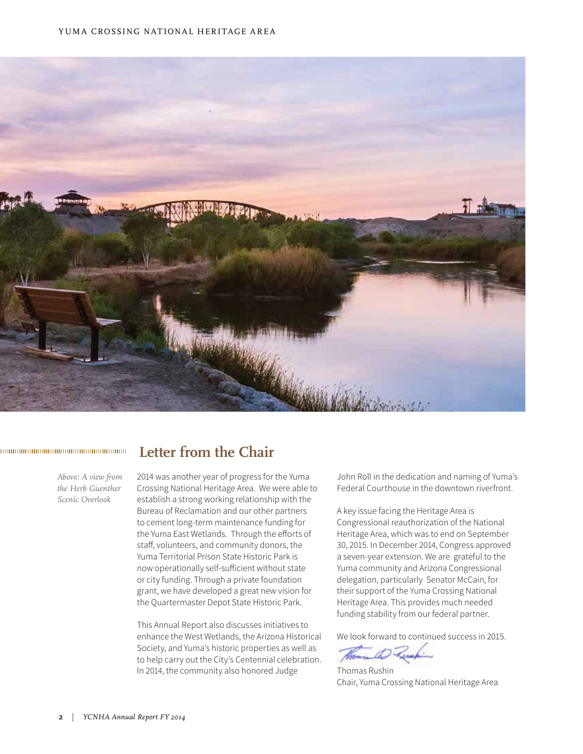## Letter from the Chair

*Above: A view from the Herb Guenther Scenic Overlook*

2014 was another year of progress for the Yuma Crossing National Heritage Area. We were able to establish a strong working relationship with the Bureau of Reclamation and our other partners to cement long-term maintenance funding for the Yuma East Wetlands. Through the efforts of staff, volunteers, and community donors, the Yuma Territorial Prison State Historic Park is now operationally self-sufficient without state or city funding. Through a private foundation grant, we have developed a great new vision for the Quartermaster Depot State Historic Park.

This Annual Report also discusses initiatives to enhance the West Wetlands, the Arizona Historical Society, and Yuma's historic properties as well as to help carry out the City's Centennial celebration. In 2014, the community also honored Judge John Roll in the dedication and naming of Yuma's Federal Courthouse in the downtown riverfront.

A key issue facing the Heritage Area is Congressional reauthorization of the National Heritage Area, which was to end on September 30, 2015. In December 2014, Congress approved a seven-year extension. We are grateful to the Yuma community and Arizona Congressional delegation, particularly Senator McCain, for their support of the Yuma Crossing National Heritage Area. This provides much needed funding stability from our federal partner.

We look forward to continued success in 2015.

Thomas Rushin
Chair, Yuma Crossing National Heritage Area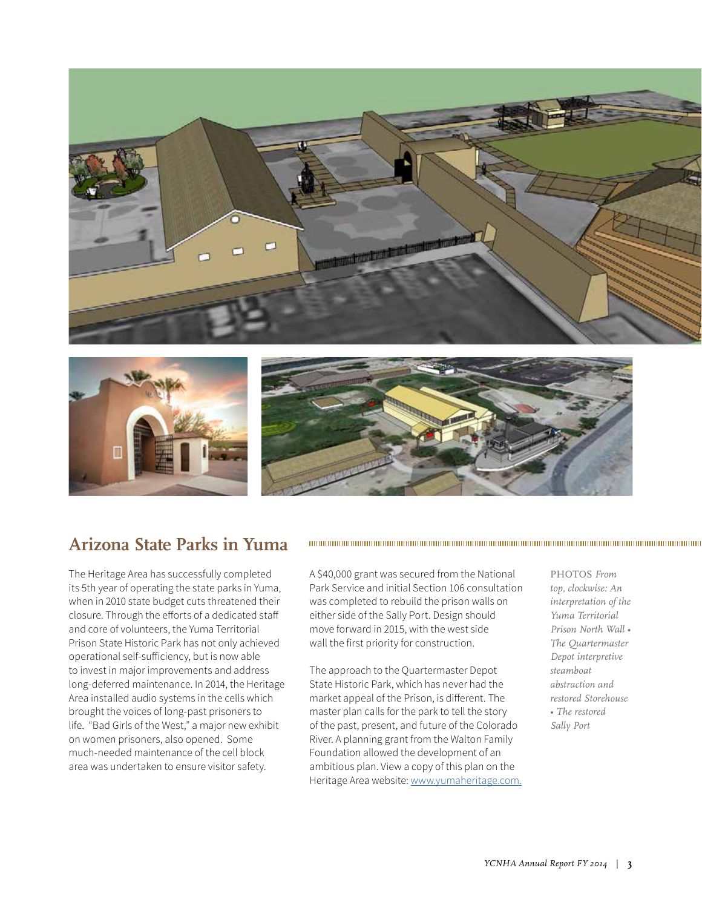## Arizona State Parks in Yuma

The Heritage Area has successfully completed its 5th year of operating the state parks in Yuma, when in 2010 state budget cuts threatened their closure. Through the efforts of a dedicated staff and core of volunteers, the Yuma Territorial Prison State Historic Park has not only achieved operational self-sufficiency, but is now able to invest in major improvements and address long-deferred maintenance. In 2014, the Heritage Area installed audio systems in the cells which brought the voices of long-past prisoners to life. "Bad Girls of the West," a major new exhibit on women prisoners, also opened. Some much-needed maintenance of the cell block area was undertaken to ensure visitor safety.

A $40,000 grant was secured from the National Park Service and initial Section 106 consultation was completed to rebuild the prison walls on either side of the Sally Port. Design should move forward in 2015, with the west side wall the first priority for construction.

The approach to the Quartermaster Depot State Historic Park, which has never had the market appeal of the Prison, is different. The master plan calls for the park to tell the story of the past, present, and future of the Colorado River. A planning grant from the Walton Family Foundation allowed the development of an ambitious plan. View a copy of this plan on the Heritage Area website: [www.yumaheritage.com.](http://www.yumaheritage.com)

PHOTOS *From top, clockwise: An interpretation of the Yuma Territorial Prison North Wall • The Quartermaster Depot interpretive steamboat abstraction and restored Storehouse • The restored Sally Port*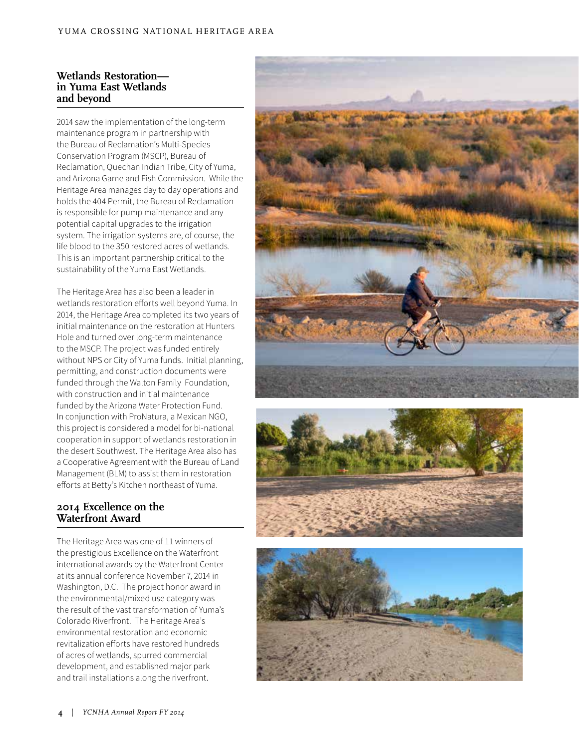## Wetlands Restoration— in Yuma East Wetlands and beyond

2014 saw the implementation of the long-term maintenance program in partnership with the Bureau of Reclamation's Multi-Species Conservation Program (MSCP), Bureau of Reclamation, Quechan Indian Tribe, City of Yuma, and Arizona Game and Fish Commission. While the Heritage Area manages day to day operations and holds the 404 Permit, the Bureau of Reclamation is responsible for pump maintenance and any potential capital upgrades to the irrigation system. The irrigation systems are, of course, the life blood to the 350 restored acres of wetlands. This is an important partnership critical to the sustainability of the Yuma East Wetlands.

The Heritage Area has also been a leader in wetlands restoration efforts well beyond Yuma. In 2014, the Heritage Area completed its two years of initial maintenance on the restoration at Hunters Hole and turned over long-term maintenance to the MSCP. The project was funded entirely without NPS or City of Yuma funds. Initial planning, permitting, and construction documents were funded through the Walton Family Foundation, with construction and initial maintenance funded by the Arizona Water Protection Fund. In conjunction with ProNatura, a Mexican NGO, this project is considered a model for bi-national cooperation in support of wetlands restoration in the desert Southwest. The Heritage Area also has a Cooperative Agreement with the Bureau of Land Management (BLM) to assist them in restoration efforts at Betty's Kitchen northeast of Yuma.

## 2014 Excellence on the Waterfront Award

The Heritage Area was one of 11 winners of the prestigious Excellence on the Waterfront international awards by the Waterfront Center at its annual conference November 7, 2014 in Washington, D.C. The project honor award in the environmental/mixed use category was the result of the vast transformation of Yuma's Colorado Riverfront. The Heritage Area's environmental restoration and economic revitalization efforts have restored hundreds of acres of wetlands, spurred commercial development, and established major park and trail installations along the riverfront.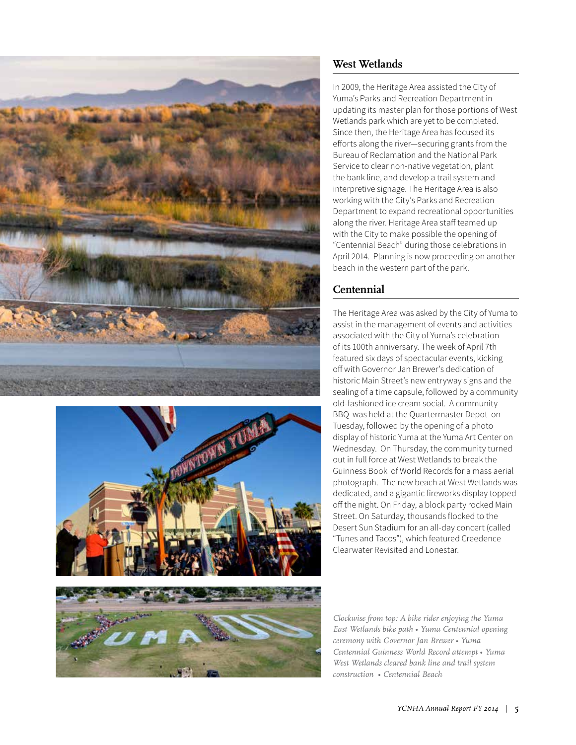## West Wetlands

In 2009, the Heritage Area assisted the City of Yuma's Parks and Recreation Department in updating its master plan for those portions of West Wetlands park which are yet to be completed. Since then, the Heritage Area has focused its efforts along the river—securing grants from the Bureau of Reclamation and the National Park Service to clear non-native vegetation, plant the bank line, and develop a trail system and interpretive signage. The Heritage Area is also working with the City's Parks and Recreation Department to expand recreational opportunities along the river. Heritage Area staff teamed up with the City to make possible the opening of "Centennial Beach" during those celebrations in April 2014. Planning is now proceeding on another beach in the western part of the park.

## Centennial

The Heritage Area was asked by the City of Yuma to assist in the management of events and activities associated with the City of Yuma's celebration of its 100th anniversary. The week of April 7th featured six days of spectacular events, kicking off with Governor Jan Brewer's dedication of historic Main Street's new entryway signs and the sealing of a time capsule, followed by a community old-fashioned ice cream social. A community BBQ was held at the Quartermaster Depot on Tuesday, followed by the opening of a photo display of historic Yuma at the Yuma Art Center on Wednesday. On Thursday, the community turned out in full force at West Wetlands to break the Guinness Book of World Records for a mass aerial photograph. The new beach at West Wetlands was dedicated, and a gigantic fireworks display topped off the night. On Friday, a block party rocked Main Street. On Saturday, thousands flocked to the Desert Sun Stadium for an all-day concert (called "Tunes and Tacos"), which featured Creedence Clearwater Revisited and Lonestar.

*Clockwise from top: A bike rider enjoying the Yuma East Wetlands bike path • Yuma Centennial opening ceremony with Governor Jan Brewer • Yuma Centennial Guinness World Record attempt • Yuma West Wetlands cleared bank line and trail system construction • Centennial Beach*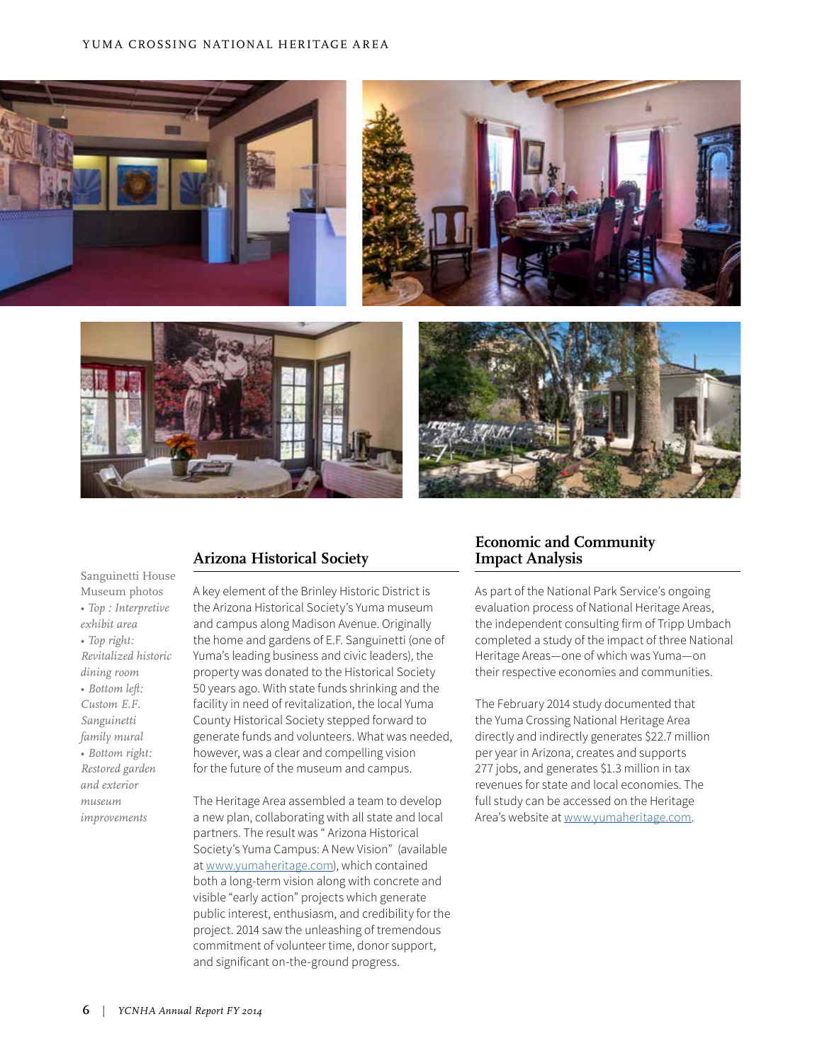Sanguinetti House Museum photos
• *Top : Interpretive exhibit area*
• *Top right: Revitalized historic dining room*
• *Bottom left: Custom E.F. Sanguinetti family mural*
• *Bottom right: Restored garden and exterior museum improvements*

## Arizona Historical Society

A key element of the Brinley Historic District is the Arizona Historical Society's Yuma museum and campus along Madison Avenue. Originally the home and gardens of E.F. Sanguinetti (one of Yuma's leading business and civic leaders), the property was donated to the Historical Society 50 years ago. With state funds shrinking and the facility in need of revitalization, the local Yuma County Historical Society stepped forward to generate funds and volunteers. What was needed, however, was a clear and compelling vision for the future of the museum and campus.

The Heritage Area assembled a team to develop a new plan, collaborating with all state and local partners. The result was " Arizona Historical Society's Yuma Campus: A New Vision" (available at www.yumaheritage.com), which contained both a long-term vision along with concrete and visible "early action" projects which generate public interest, enthusiasm, and credibility for the project. 2014 saw the unleashing of tremendous commitment of volunteer time, donor support, and significant on-the-ground progress.

## Economic and Community Impact Analysis

As part of the National Park Service's ongoing evaluation process of National Heritage Areas, the independent consulting firm of Tripp Umbach completed a study of the impact of three National Heritage Areas—one of which was Yuma—on their respective economies and communities.

The February 2014 study documented that the Yuma Crossing National Heritage Area directly and indirectly generates $22.7 million per year in Arizona, creates and supports 277 jobs, and generates $1.3 million in tax revenues for state and local economies. The full study can be accessed on the Heritage Area's website at www.yumaheritage.com.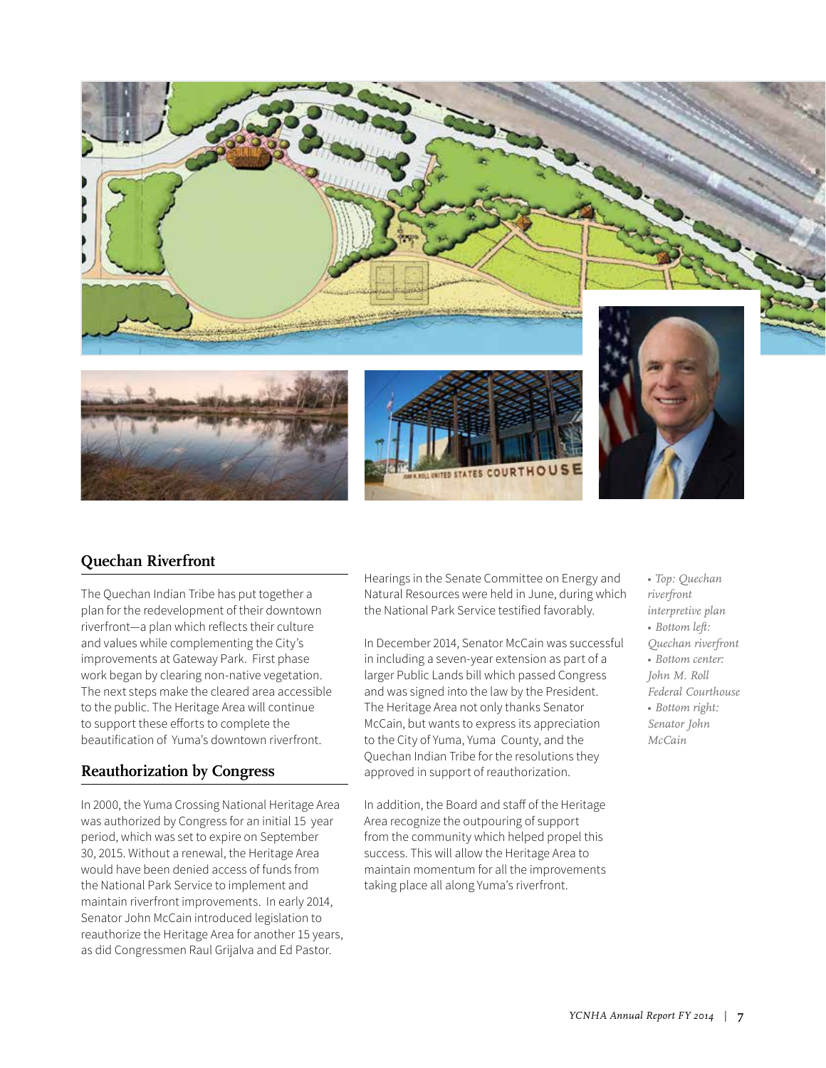## Quechan Riverfront

The Quechan Indian Tribe has put together a plan for the redevelopment of their downtown riverfront—a plan which reflects their culture and values while complementing the City's improvements at Gateway Park. First phase work began by clearing non-native vegetation. The next steps make the cleared area accessible to the public. The Heritage Area will continue to support these efforts to complete the beautification of Yuma's downtown riverfront.

## Reauthorization by Congress

In 2000, the Yuma Crossing National Heritage Area was authorized by Congress for an initial 15 year period, which was set to expire on September 30, 2015. Without a renewal, the Heritage Area would have been denied access of funds from the National Park Service to implement and maintain riverfront improvements. In early 2014, Senator John McCain introduced legislation to reauthorize the Heritage Area for another 15 years, as did Congressmen Raul Grijalva and Ed Pastor.

Hearings in the Senate Committee on Energy and Natural Resources were held in June, during which the National Park Service testified favorably.

In December 2014, Senator McCain was successful in including a seven-year extension as part of a larger Public Lands bill which passed Congress and was signed into the law by the President. The Heritage Area not only thanks Senator McCain, but wants to express its appreciation to the City of Yuma, Yuma County, and the Quechan Indian Tribe for the resolutions they approved in support of reauthorization.

In addition, the Board and staff of the Heritage Area recognize the outpouring of support from the community which helped propel this success. This will allow the Heritage Area to maintain momentum for all the improvements taking place all along Yuma's riverfront.

- *Top: Quechan riverfront interpretive plan*
- *Bottom left: Quechan riverfront*
- *Bottom center: John M. Roll Federal Courthouse*
- *Bottom right: Senator John McCain*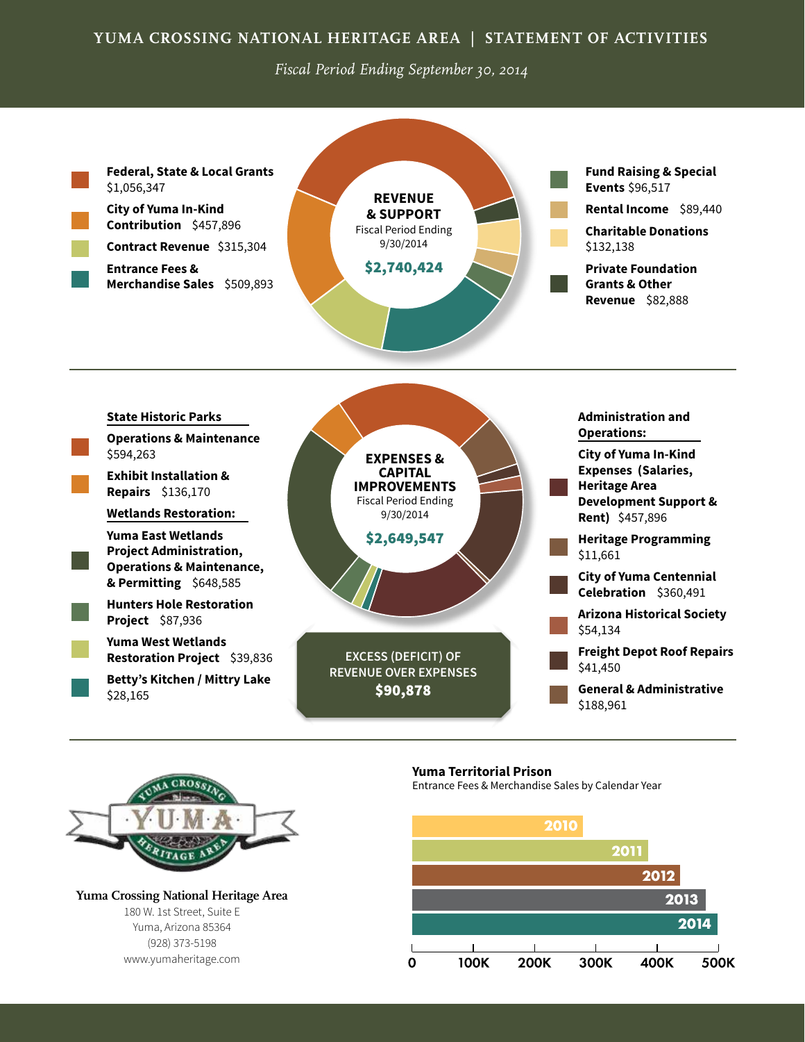# YUMA CROSSING NATIONAL HERITAGE AREA | STATEMENT OF ACTIVITIES

*Fiscal Period Ending September 30, 2014*

**REVENUE & SUPPORT**
Fiscal Period Ending 9/30/2014
**$2,740,424**

- **Federal, State & Local Grants** $1,056,347
- **City of Yuma In-Kind Contribution** $457,896
- **Contract Revenue** $315,304
- **Entrance Fees & Merchandise Sales** $509,893
- **Fund Raising & Special Events** $96,517
- **Rental Income** $89,440
- **Charitable Donations** $132,138
- **Private Foundation Grants & Other Revenue** $82,888

**EXPENSES & CAPITAL IMPROVEMENTS**
Fiscal Period Ending 9/30/2014
**$2,649,547**

**State Historic Parks**

- **Operations & Maintenance** $594,263
- **Exhibit Installation & Repairs** $136,170

**Wetlands Restoration:**

- **Yuma East Wetlands Project Administration, Operations & Maintenance, & Permitting** $648,585
- **Hunters Hole Restoration Project** $87,936
- **Yuma West Wetlands Restoration Project** $39,836
- **Betty's Kitchen / Mittry Lake** $28,165

**Administration and Operations:**

- **City of Yuma In-Kind Expenses (Salaries, Heritage Area Development Support & Rent)** $457,896
- **Heritage Programming** $11,661
- **City of Yuma Centennial Celebration** $360,491
- **Arizona Historical Society** $54,134
- **Freight Depot Roof Repairs** $41,450
- **General & Administrative** $188,961

EXCESS (DEFICIT) OF REVENUE OVER EXPENSES
**$90,878**

**Yuma Territorial Prison**
Entrance Fees & Merchandise Sales by Calendar Year

2010
2011
2012
2013
2014

0 100K 200K 300K 400K 500K

**Yuma Crossing National Heritage Area**
180 W. 1st Street, Suite E
Yuma, Arizona 85364
(928) 373-5198
www.yumaheritage.com